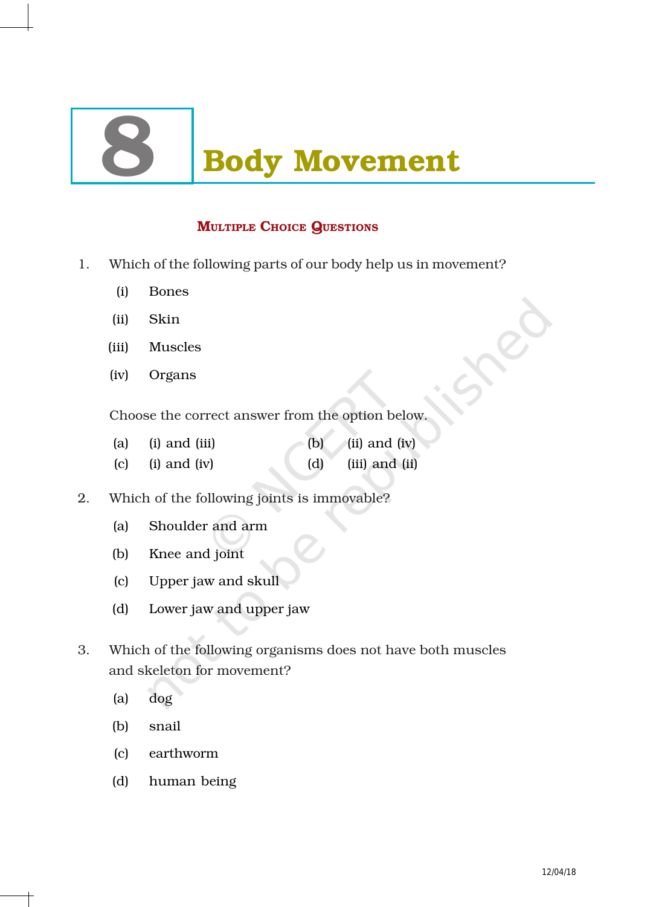# 8 Body Movement

## Multiple Choice Questions

1. Which of the following parts of our body help us in movement?

   (i) Bones

   (ii) Skin

   (iii) Muscles

   (iv) Organs

   Choose the correct answer from the option below.

   (a) (i) and (iii)  (b) (ii) and (iv)

   (c) (i) and (iv)  (d) (iii) and (ii)

2. Which of the following joints is immovable?

   (a) Shoulder and arm

   (b) Knee and joint

   (c) Upper jaw and skull

   (d) Lower jaw and upper jaw

3. Which of the following organisms does not have both muscles and skeleton for movement?

   (a) dog

   (b) snail

   (c) earthworm

   (d) human being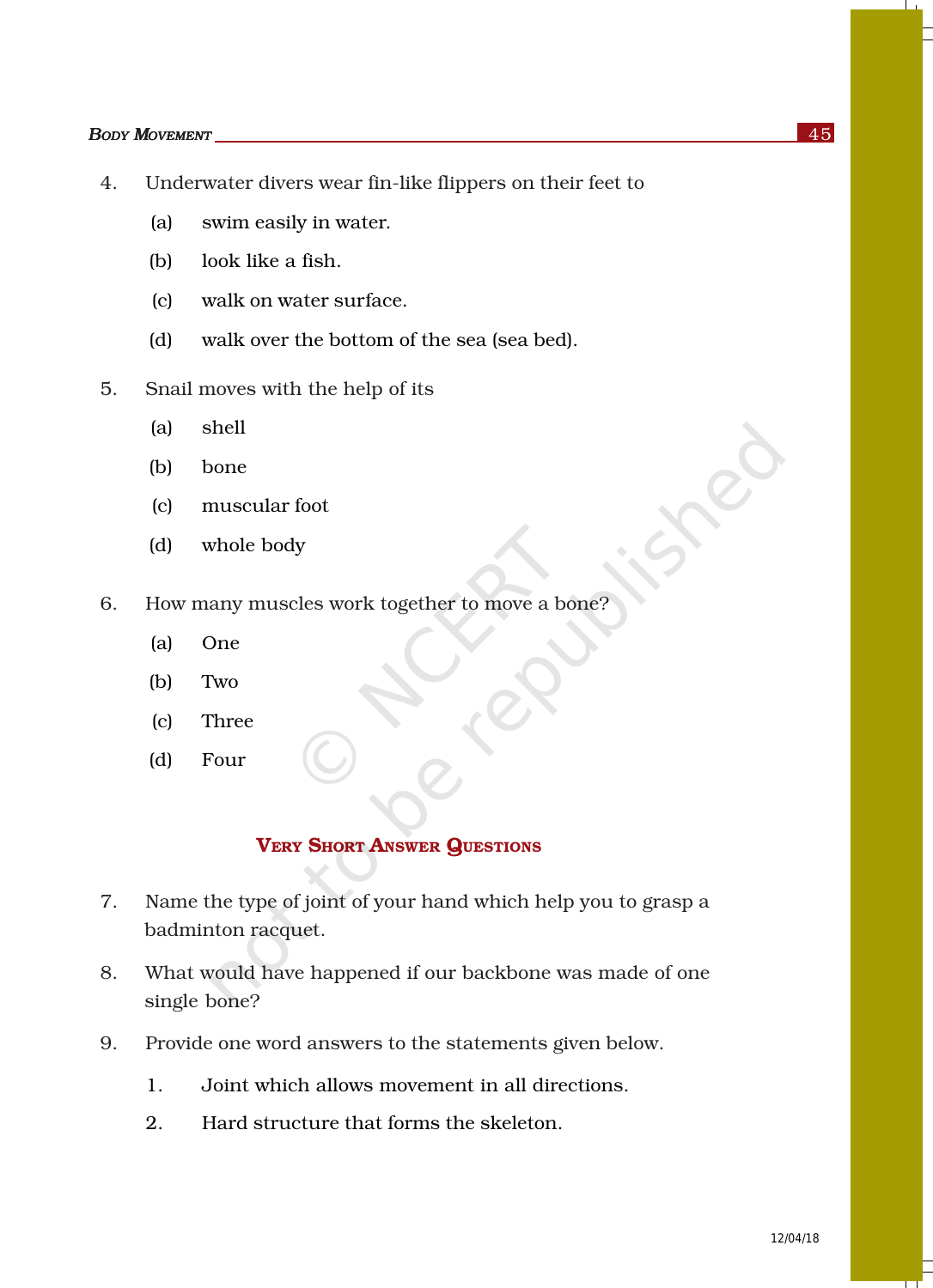4. Underwater divers wear fin-like flippers on their feet to

   (a) swim easily in water.

   (b) look like a fish.

   (c) walk on water surface.

   (d) walk over the bottom of the sea (sea bed).

5. Snail moves with the help of its

   (a) shell

   (b) bone

   (c) muscular foot

   (d) whole body

6. How many muscles work together to move a bone?

   (a) One

   (b) Two

   (c) Three

   (d) Four

## Very Short Answer Questions

7. Name the type of joint of your hand which help you to grasp a badminton racquet.

8. What would have happened if our backbone was made of one single bone?

9. Provide one word answers to the statements given below.

   1. Joint which allows movement in all directions.

   2. Hard structure that forms the skeleton.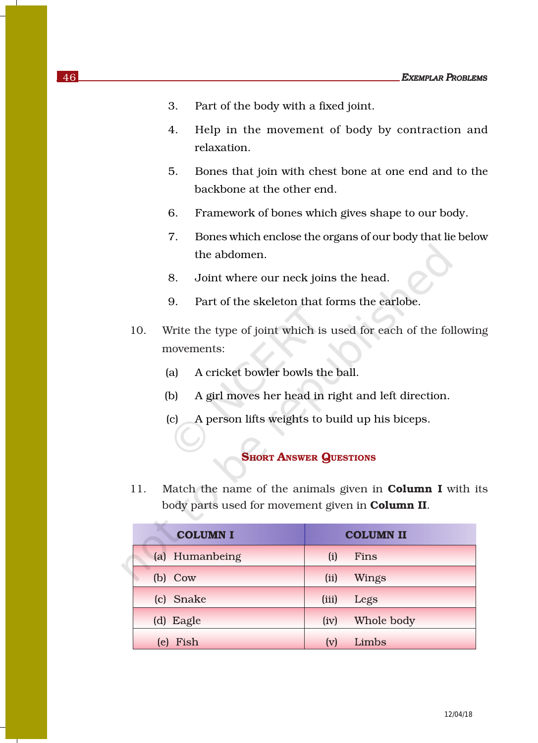3. Part of the body with a fixed joint.

4. Help in the movement of body by contraction and relaxation.

5. Bones that join with chest bone at one end and to the backbone at the other end.

6. Framework of bones which gives shape to our body.

7. Bones which enclose the organs of our body that lie below the abdomen.

8. Joint where our neck joins the head.

9. Part of the skeleton that forms the earlobe.

10. Write the type of joint which is used for each of the following movements:

    (a) A cricket bowler bowls the ball.

    (b) A girl moves her head in right and left direction.

    (c) A person lifts weights to build up his biceps.

## Short Answer Questions

11. Match the name of the animals given in **Column I** with its body parts used for movement given in **Column II**.

| COLUMN I | COLUMN II |
|---|---|
| (a) Humanbeing | (i) Fins |
| (b) Cow | (ii) Wings |
| (c) Snake | (iii) Legs |
| (d) Eagle | (iv) Whole body |
| (e) Fish | (v) Limbs |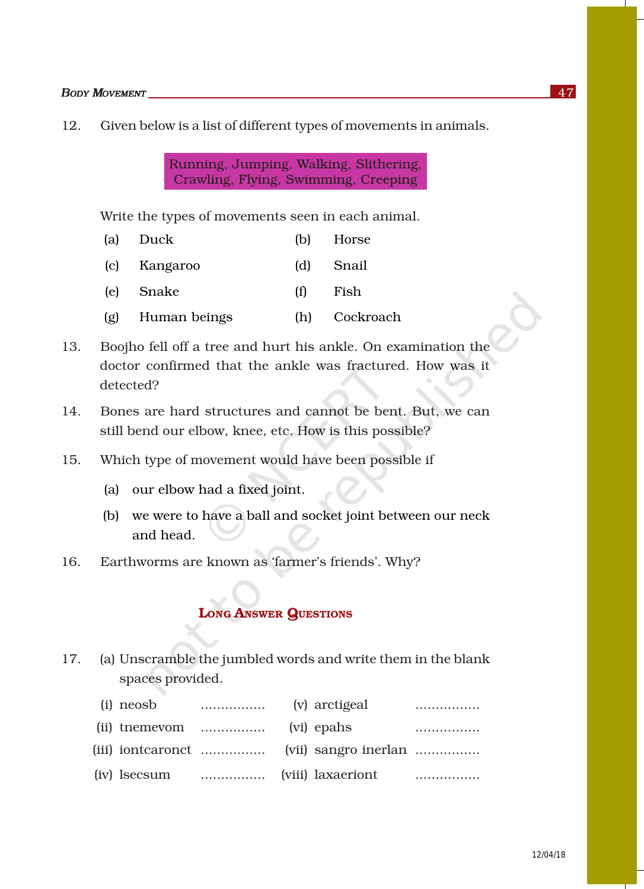12. Given below is a list of different types of movements in animals.

    Running, Jumping, Walking, Slithering, Crawling, Flying, Swimming, Creeping

    Write the types of movements seen in each animal.

    (a) Duck
    (b) Horse
    (c) Kangaroo
    (d) Snail
    (e) Snake
    (f) Fish
    (g) Human beings
    (h) Cockroach

13. Boojho fell off a tree and hurt his ankle. On examination the doctor confirmed that the ankle was fractured. How was it detected?

14. Bones are hard structures and cannot be bent. But, we can still bend our elbow, knee, etc. How is this possible?

15. Which type of movement would have been possible if

    (a) our elbow had a fixed joint.

    (b) we were to have a ball and socket joint between our neck and head.

16. Earthworms are known as 'farmer's friends'. Why?

## Long Answer Questions

17. (a) Unscramble the jumbled words and write them in the blank spaces provided.

| | | | |
|---|---|---|---|
| (i) neosb | ................ | (v) arctigeal | ................ |
| (ii) tnemevom | ................ | (vi) epahs | ................ |
| (iii) iontcaronct | ................ | (vii) sangro inerlan | ................ |
| (iv) lsecsum | ................ | (viii) laxaeriont | ................ |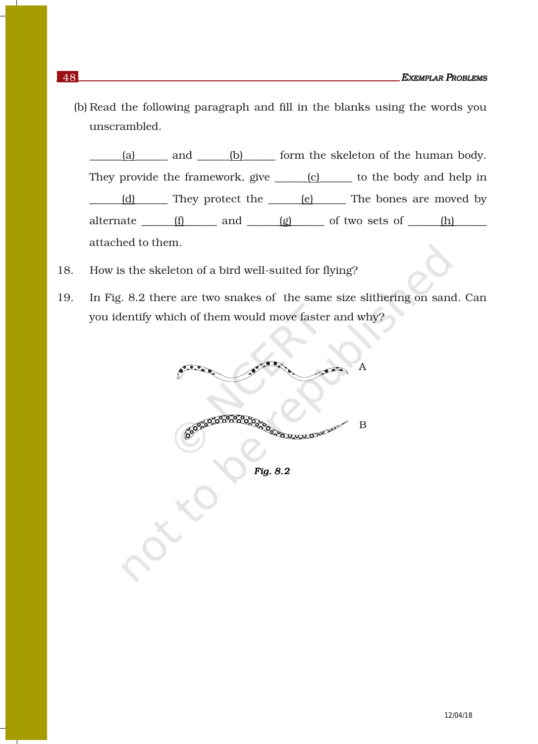(b) Read the following paragraph and fill in the blanks using the words you unscrambled.

______(a)______ and ______(b)______ form the skeleton of the human body. They provide the framework, give ______(c)______ to the body and help in ______(d)______ They protect the ______(e)______ The bones are moved by alternate ______(f)______ and ______(g)______ of two sets of ______(h)______ attached to them.

18. How is the skeleton of a bird well-suited for flying?

19. In Fig. 8.2 there are two snakes of the same size slithering on sand. Can you identify which of them would move faster and why?

A

B

*Fig. 8.2*